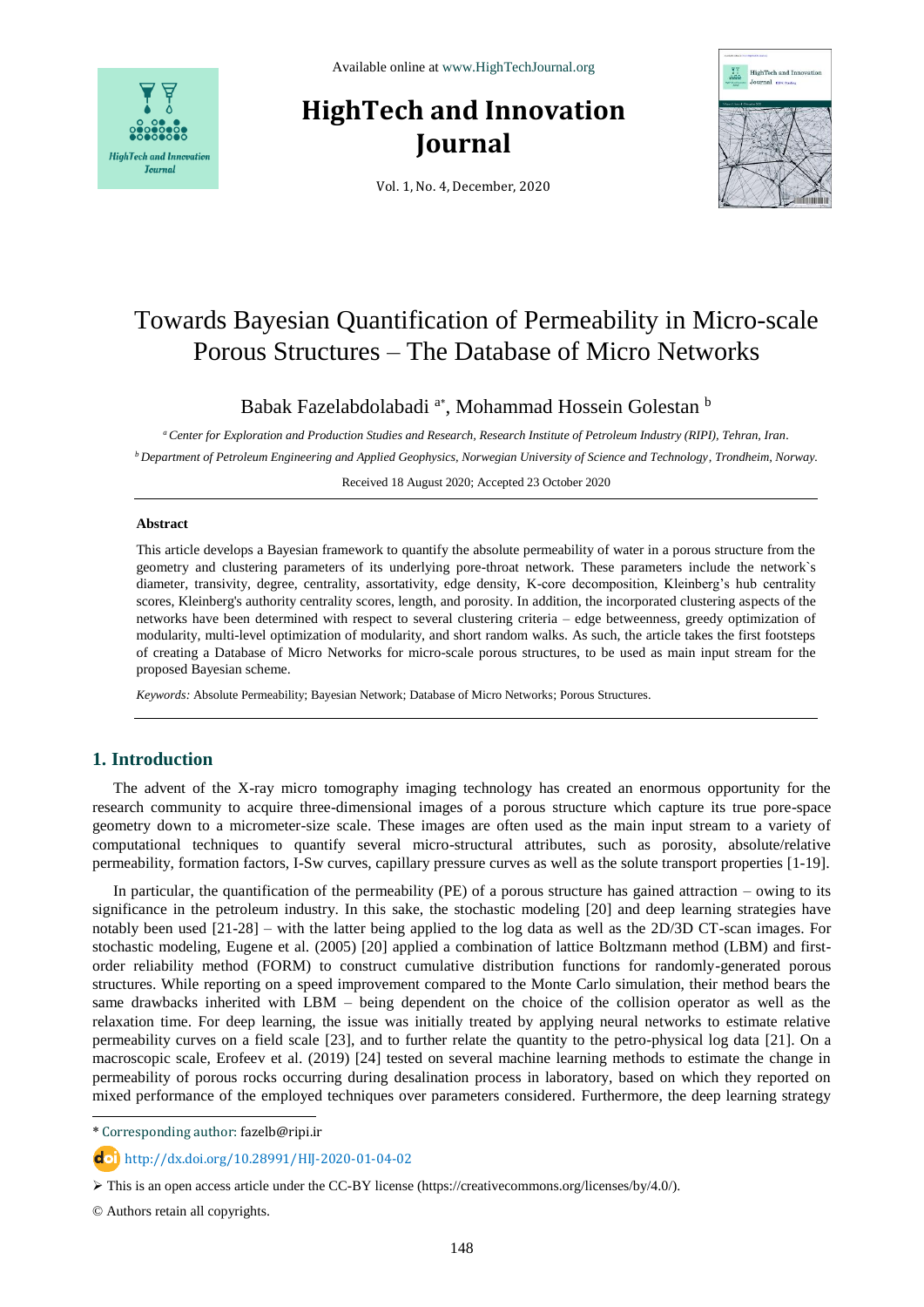Available online at www.HighTechJournal.org

# HighTech and Innovation Journal

Vol. 1, No. 4, December, 2020

# Towards Bayesian Quantification of Permeability in Micro-scale Porous Structures – The Database of Micro Networks

Babak Fazelabdolabadi [a*], Mohammad Hossein Golestan [b]

[a] *Center for Exploration and Production Studies and Research, Research Institute of Petroleum Industry (RIPI), Tehran, Iran.*

[b] *Department of Petroleum Engineering and Applied Geophysics, Norwegian University of Science and Technology, Trondheim, Norway.*

Received 18 August 2020; Accepted 23 October 2020

---

**Abstract**

This article develops a Bayesian framework to quantify the absolute permeability of water in a porous structure from the geometry and clustering parameters of its underlying pore-throat network. These parameters include the network`s diameter, transivity, degree, centrality, assortativity, edge density, K-core decomposition, Kleinberg's hub centrality scores, Kleinberg's authority centrality scores, length, and porosity. In addition, the incorporated clustering aspects of the networks have been determined with respect to several clustering criteria – edge betweenness, greedy optimization of modularity, multi-level optimization of modularity, and short random walks. As such, the article takes the first footsteps of creating a Database of Micro Networks for micro-scale porous structures, to be used as main input stream for the proposed Bayesian scheme.

*Keywords:* Absolute Permeability; Bayesian Network; Database of Micro Networks; Porous Structures.

---

## 1. Introduction

The advent of the X-ray micro tomography imaging technology has created an enormous opportunity for the research community to acquire three-dimensional images of a porous structure which capture its true pore-space geometry down to a micrometer-size scale. These images are often used as the main input stream to a variety of computational techniques to quantify several micro-structural attributes, such as porosity, absolute/relative permeability, formation factors, I-Sw curves, capillary pressure curves as well as the solute transport properties [1-19].

In particular, the quantification of the permeability (PE) of a porous structure has gained attraction – owing to its significance in the petroleum industry. In this sake, the stochastic modeling [20] and deep learning strategies have notably been used [21-28] – with the latter being applied to the log data as well as the 2D/3D CT-scan images. For stochastic modeling, Eugene et al. (2005) [20] applied a combination of lattice Boltzmann method (LBM) and first-order reliability method (FORM) to construct cumulative distribution functions for randomly-generated porous structures. While reporting on a speed improvement compared to the Monte Carlo simulation, their method bears the same drawbacks inherited with LBM – being dependent on the choice of the collision operator as well as the relaxation time. For deep learning, the issue was initially treated by applying neural networks to estimate relative permeability curves on a field scale [23], and to further relate the quantity to the petro-physical log data [21]. On a macroscopic scale, Erofeev et al. (2019) [24] tested on several machine learning methods to estimate the change in permeability of porous rocks occurring during desalination process in laboratory, based on which they reported on mixed performance of the employed techniques over parameters considered. Furthermore, the deep learning strategy

---

\* Corresponding author: fazelb@ripi.ir

http://dx.doi.org/10.28991/HIJ-2020-01-04-02

➢ This is an open access article under the CC-BY license (https://creativecommons.org/licenses/by/4.0/).

© Authors retain all copyrights.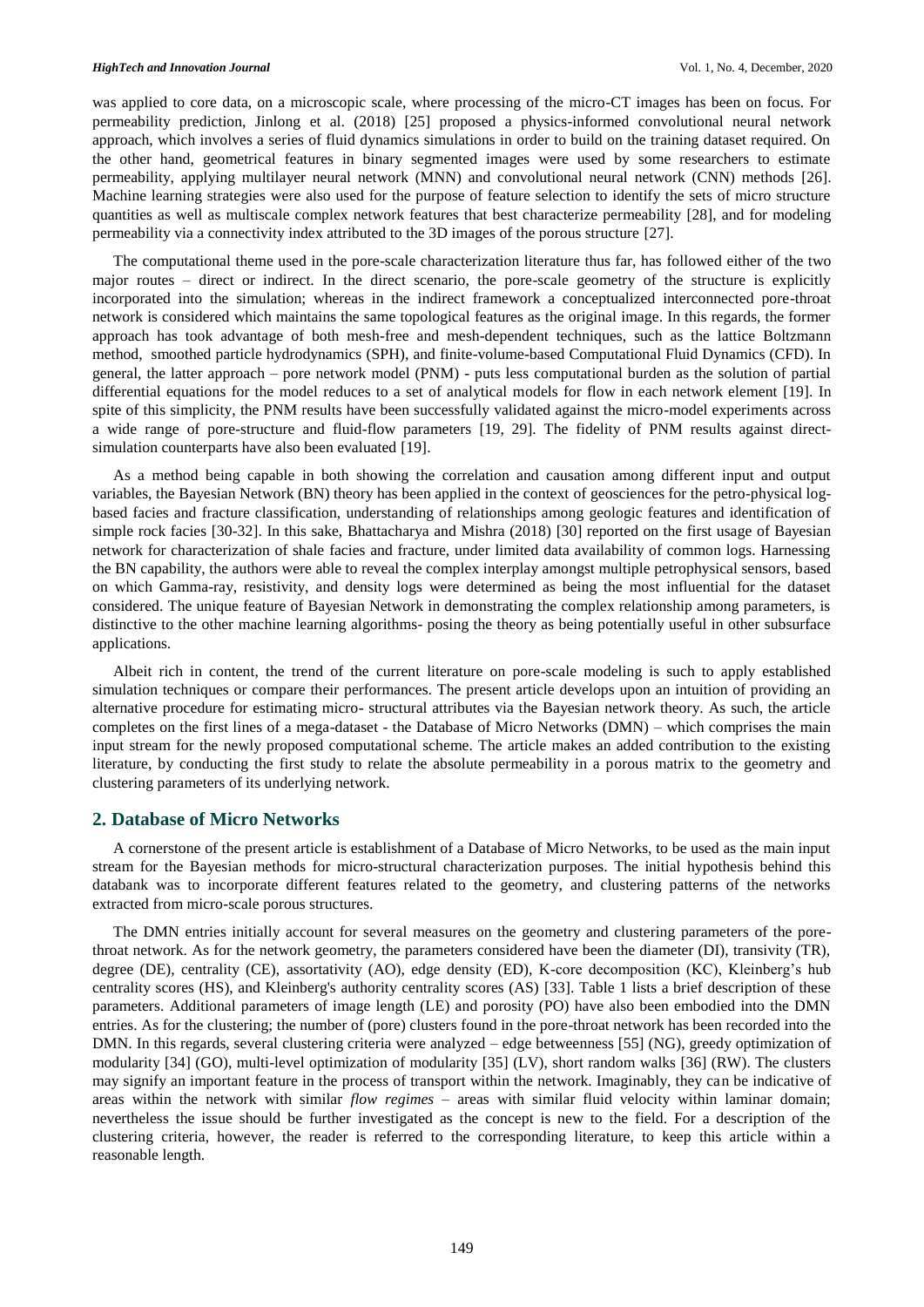was applied to core data, on a microscopic scale, where processing of the micro-CT images has been on focus. For permeability prediction, Jinlong et al. (2018) [25] proposed a physics-informed convolutional neural network approach, which involves a series of fluid dynamics simulations in order to build on the training dataset required. On the other hand, geometrical features in binary segmented images were used by some researchers to estimate permeability, applying multilayer neural network (MNN) and convolutional neural network (CNN) methods [26]. Machine learning strategies were also used for the purpose of feature selection to identify the sets of micro structure quantities as well as multiscale complex network features that best characterize permeability [28], and for modeling permeability via a connectivity index attributed to the 3D images of the porous structure [27].

The computational theme used in the pore-scale characterization literature thus far, has followed either of the two major routes – direct or indirect. In the direct scenario, the pore-scale geometry of the structure is explicitly incorporated into the simulation; whereas in the indirect framework a conceptualized interconnected pore-throat network is considered which maintains the same topological features as the original image. In this regards, the former approach has took advantage of both mesh-free and mesh-dependent techniques, such as the lattice Boltzmann method, smoothed particle hydrodynamics (SPH), and finite-volume-based Computational Fluid Dynamics (CFD). In general, the latter approach – pore network model (PNM) - puts less computational burden as the solution of partial differential equations for the model reduces to a set of analytical models for flow in each network element [19]. In spite of this simplicity, the PNM results have been successfully validated against the micro-model experiments across a wide range of pore-structure and fluid-flow parameters [19, 29]. The fidelity of PNM results against direct-simulation counterparts have also been evaluated [19].

As a method being capable in both showing the correlation and causation among different input and output variables, the Bayesian Network (BN) theory has been applied in the context of geosciences for the petro-physical log-based facies and fracture classification, understanding of relationships among geologic features and identification of simple rock facies [30-32]. In this sake, Bhattacharya and Mishra (2018) [30] reported on the first usage of Bayesian network for characterization of shale facies and fracture, under limited data availability of common logs. Harnessing the BN capability, the authors were able to reveal the complex interplay amongst multiple petrophysical sensors, based on which Gamma-ray, resistivity, and density logs were determined as being the most influential for the dataset considered. The unique feature of Bayesian Network in demonstrating the complex relationship among parameters, is distinctive to the other machine learning algorithms- posing the theory as being potentially useful in other subsurface applications.

Albeit rich in content, the trend of the current literature on pore-scale modeling is such to apply established simulation techniques or compare their performances. The present article develops upon an intuition of providing an alternative procedure for estimating micro- structural attributes via the Bayesian network theory. As such, the article completes on the first lines of a mega-dataset - the Database of Micro Networks (DMN) – which comprises the main input stream for the newly proposed computational scheme. The article makes an added contribution to the existing literature, by conducting the first study to relate the absolute permeability in a porous matrix to the geometry and clustering parameters of its underlying network.

## 2. Database of Micro Networks

A cornerstone of the present article is establishment of a Database of Micro Networks, to be used as the main input stream for the Bayesian methods for micro-structural characterization purposes. The initial hypothesis behind this databank was to incorporate different features related to the geometry, and clustering patterns of the networks extracted from micro-scale porous structures.

The DMN entries initially account for several measures on the geometry and clustering parameters of the pore-throat network. As for the network geometry, the parameters considered have been the diameter (DI), transivity (TR), degree (DE), centrality (CE), assortativity (AO), edge density (ED), K-core decomposition (KC), Kleinberg's hub centrality scores (HS), and Kleinberg's authority centrality scores (AS) [33]. Table 1 lists a brief description of these parameters. Additional parameters of image length (LE) and porosity (PO) have also been embodied into the DMN entries. As for the clustering; the number of (pore) clusters found in the pore-throat network has been recorded into the DMN. In this regards, several clustering criteria were analyzed – edge betweenness [55] (NG), greedy optimization of modularity [34] (GO), multi-level optimization of modularity [35] (LV), short random walks [36] (RW). The clusters may signify an important feature in the process of transport within the network. Imaginably, they can be indicative of areas within the network with similar *flow regimes* – areas with similar fluid velocity within laminar domain; nevertheless the issue should be further investigated as the concept is new to the field. For a description of the clustering criteria, however, the reader is referred to the corresponding literature, to keep this article within a reasonable length.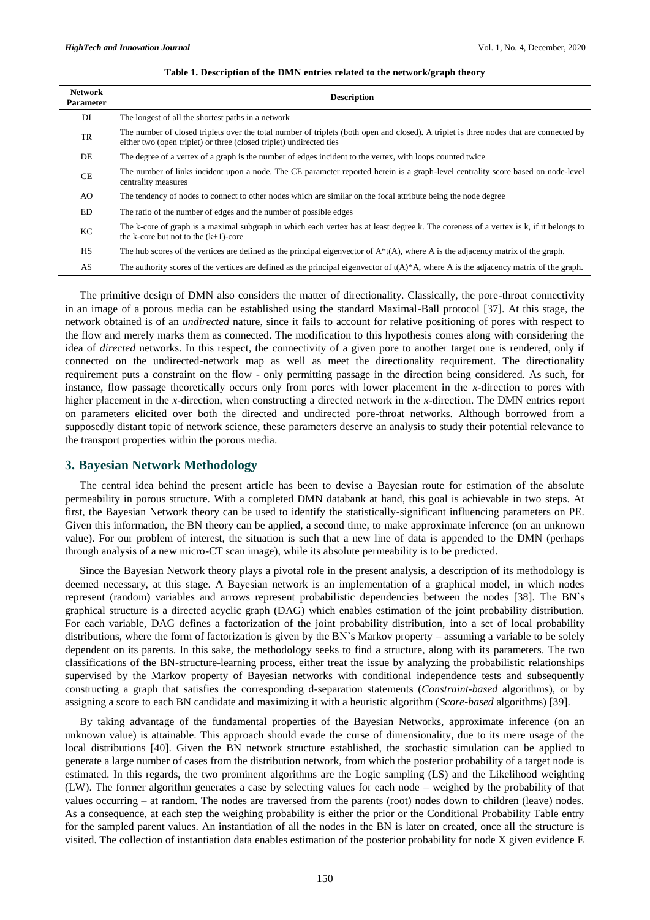**Table 1. Description of the DMN entries related to the network/graph theory**

| Network Parameter | Description |
|---|---|
| DI | The longest of all the shortest paths in a network |
| TR | The number of closed triplets over the total number of triplets (both open and closed). A triplet is three nodes that are connected by either two (open triplet) or three (closed triplet) undirected ties |
| DE | The degree of a vertex of a graph is the number of edges incident to the vertex, with loops counted twice |
| CE | The number of links incident upon a node. The CE parameter reported herein is a graph-level centrality score based on node-level centrality measures |
| AO | The tendency of nodes to connect to other nodes which are similar on the focal attribute being the node degree |
| ED | The ratio of the number of edges and the number of possible edges |
| KC | The k-core of graph is a maximal subgraph in which each vertex has at least degree k. The coreness of a vertex is k, if it belongs to the k-core but not to the (k+1)-core |
| HS | The hub scores of the vertices are defined as the principal eigenvector of A*t(A), where A is the adjacency matrix of the graph. |
| AS | The authority scores of the vertices are defined as the principal eigenvector of t(A)*A, where A is the adjacency matrix of the graph. |

The primitive design of DMN also considers the matter of directionality. Classically, the pore-throat connectivity in an image of a porous media can be established using the standard Maximal-Ball protocol [37]. At this stage, the network obtained is of an *undirected* nature, since it fails to account for relative positioning of pores with respect to the flow and merely marks them as connected. The modification to this hypothesis comes along with considering the idea of *directed* networks. In this respect, the connectivity of a given pore to another target one is rendered, only if connected on the undirected-network map as well as meet the directionality requirement. The directionality requirement puts a constraint on the flow - only permitting passage in the direction being considered. As such, for instance, flow passage theoretically occurs only from pores with lower placement in the *x*-direction to pores with higher placement in the *x*-direction, when constructing a directed network in the *x*-direction. The DMN entries report on parameters elicited over both the directed and undirected pore-throat networks. Although borrowed from a supposedly distant topic of network science, these parameters deserve an analysis to study their potential relevance to the transport properties within the porous media.

## 3. Bayesian Network Methodology

The central idea behind the present article has been to devise a Bayesian route for estimation of the absolute permeability in porous structure. With a completed DMN databank at hand, this goal is achievable in two steps. At first, the Bayesian Network theory can be used to identify the statistically-significant influencing parameters on PE. Given this information, the BN theory can be applied, a second time, to make approximate inference (on an unknown value). For our problem of interest, the situation is such that a new line of data is appended to the DMN (perhaps through analysis of a new micro-CT scan image), while its absolute permeability is to be predicted.

Since the Bayesian Network theory plays a pivotal role in the present analysis, a description of its methodology is deemed necessary, at this stage. A Bayesian network is an implementation of a graphical model, in which nodes represent (random) variables and arrows represent probabilistic dependencies between the nodes [38]. The BN`s graphical structure is a directed acyclic graph (DAG) which enables estimation of the joint probability distribution. For each variable, DAG defines a factorization of the joint probability distribution, into a set of local probability distributions, where the form of factorization is given by the BN`s Markov property – assuming a variable to be solely dependent on its parents. In this sake, the methodology seeks to find a structure, along with its parameters. The two classifications of the BN-structure-learning process, either treat the issue by analyzing the probabilistic relationships supervised by the Markov property of Bayesian networks with conditional independence tests and subsequently constructing a graph that satisfies the corresponding d-separation statements (*Constraint-based* algorithms), or by assigning a score to each BN candidate and maximizing it with a heuristic algorithm (*Score-based* algorithms) [39].

By taking advantage of the fundamental properties of the Bayesian Networks, approximate inference (on an unknown value) is attainable. This approach should evade the curse of dimensionality, due to its mere usage of the local distributions [40]. Given the BN network structure established, the stochastic simulation can be applied to generate a large number of cases from the distribution network, from which the posterior probability of a target node is estimated. In this regards, the two prominent algorithms are the Logic sampling (LS) and the Likelihood weighting (LW). The former algorithm generates a case by selecting values for each node – weighed by the probability of that values occurring – at random. The nodes are traversed from the parents (root) nodes down to children (leave) nodes. As a consequence, at each step the weighing probability is either the prior or the Conditional Probability Table entry for the sampled parent values. An instantiation of all the nodes in the BN is later on created, once all the structure is visited. The collection of instantiation data enables estimation of the posterior probability for node X given evidence E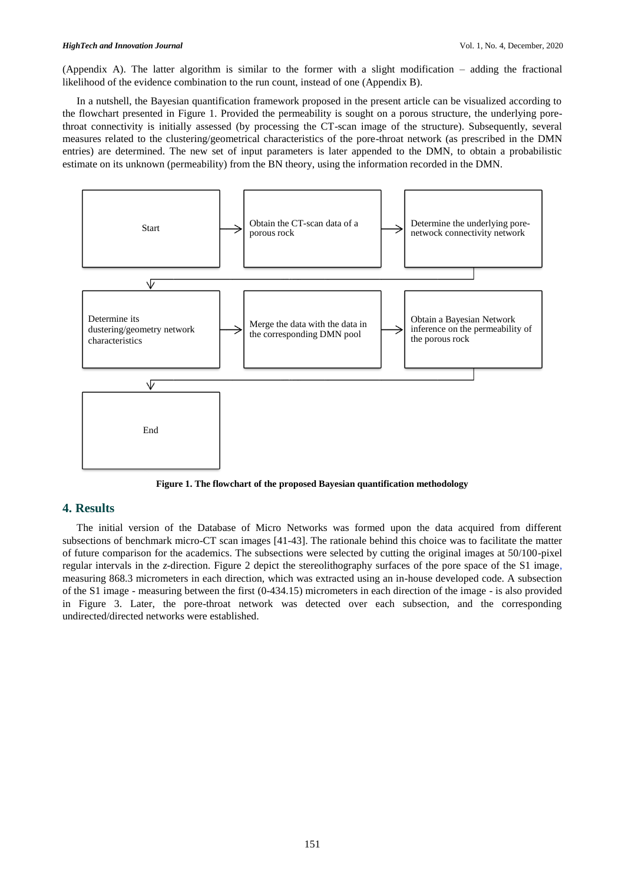(Appendix A). The latter algorithm is similar to the former with a slight modification – adding the fractional likelihood of the evidence combination to the run count, instead of one (Appendix B).

In a nutshell, the Bayesian quantification framework proposed in the present article can be visualized according to the flowchart presented in Figure 1. Provided the permeability is sought on a porous structure, the underlying pore-throat connectivity is initially assessed (by processing the CT-scan image of the structure). Subsequently, several measures related to the clustering/geometrical characteristics of the pore-throat network (as prescribed in the DMN entries) are determined. The new set of input parameters is later appended to the DMN, to obtain a probabilistic estimate on its unknown (permeability) from the BN theory, using the information recorded in the DMN.

Start → Obtain the CT-scan data of a porous rock → Determine the underlying pore-netwock connectivity network → Determine its dustering/geometry network characteristics → Merge the data with the data in the corresponding DMN pool → Obtain a Bayesian Network inference on the permeability of the porous rock → End

**Figure 1. The flowchart of the proposed Bayesian quantification methodology**

## 4. Results

The initial version of the Database of Micro Networks was formed upon the data acquired from different subsections of benchmark micro-CT scan images [41-43]. The rationale behind this choice was to facilitate the matter of future comparison for the academics. The subsections were selected by cutting the original images at 50/100-pixel regular intervals in the *z*-direction. Figure 2 depict the stereolithography surfaces of the pore space of the S1 image, measuring 868.3 micrometers in each direction, which was extracted using an in-house developed code. A subsection of the S1 image - measuring between the first (0-434.15) micrometers in each direction of the image - is also provided in Figure 3. Later, the pore-throat network was detected over each subsection, and the corresponding undirected/directed networks were established.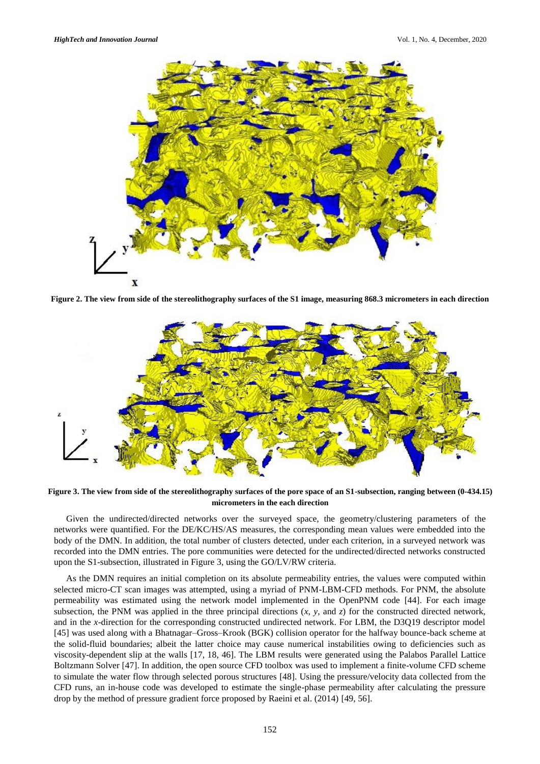**Figure 2. The view from side of the stereolithography surfaces of the S1 image, measuring 868.3 micrometers in each direction**

**Figure 3. The view from side of the stereolithography surfaces of the pore space of an S1-subsection, ranging between (0-434.15) micrometers in the each direction**

Given the undirected/directed networks over the surveyed space, the geometry/clustering parameters of the networks were quantified. For the DE/KC/HS/AS measures, the corresponding mean values were embedded into the body of the DMN. In addition, the total number of clusters detected, under each criterion, in a surveyed network was recorded into the DMN entries. The pore communities were detected for the undirected/directed networks constructed upon the S1-subsection, illustrated in Figure 3, using the GO/LV/RW criteria.

As the DMN requires an initial completion on its absolute permeability entries, the values were computed within selected micro-CT scan images was attempted, using a myriad of PNM-LBM-CFD methods. For PNM, the absolute permeability was estimated using the network model implemented in the OpenPNM code [44]. For each image subsection, the PNM was applied in the three principal directions (*x*, *y*, and *z*) for the constructed directed network, and in the *x*-direction for the corresponding constructed undirected network. For LBM, the D3Q19 descriptor model [45] was used along with a Bhatnagar–Gross–Krook (BGK) collision operator for the halfway bounce-back scheme at the solid-fluid boundaries; albeit the latter choice may cause numerical instabilities owing to deficiencies such as viscosity-dependent slip at the walls [17, 18, 46]. The LBM results were generated using the Palabos Parallel Lattice Boltzmann Solver [47]. In addition, the open source CFD toolbox was used to implement a finite-volume CFD scheme to simulate the water flow through selected porous structures [48]. Using the pressure/velocity data collected from the CFD runs, an in-house code was developed to estimate the single-phase permeability after calculating the pressure drop by the method of pressure gradient force proposed by Raeini et al. (2014) [49, 56].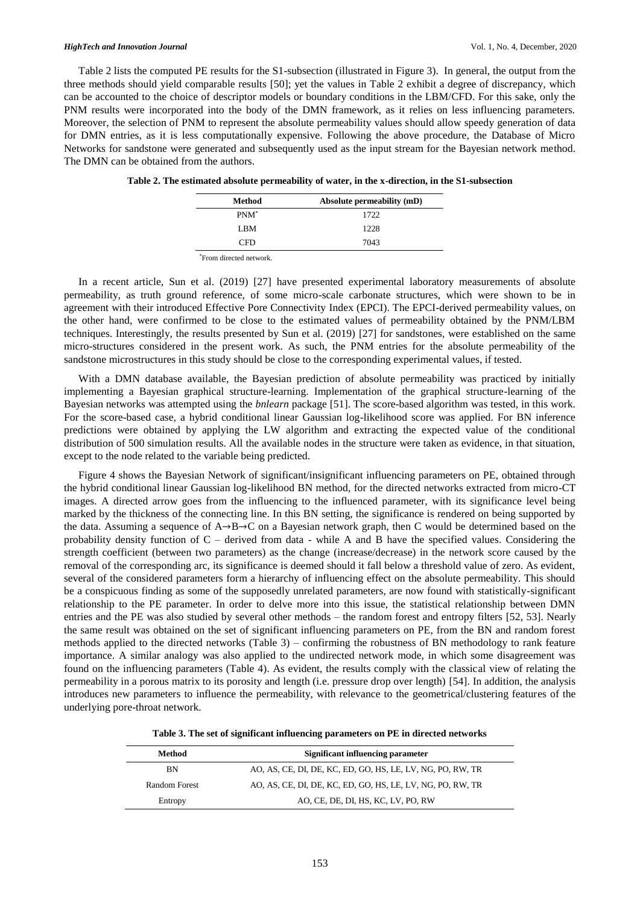Table 2 lists the computed PE results for the S1-subsection (illustrated in Figure 3). In general, the output from the three methods should yield comparable results [50]; yet the values in Table 2 exhibit a degree of discrepancy, which can be accounted to the choice of descriptor models or boundary conditions in the LBM/CFD. For this sake, only the PNM results were incorporated into the body of the DMN framework, as it relies on less influencing parameters. Moreover, the selection of PNM to represent the absolute permeability values should allow speedy generation of data for DMN entries, as it is less computationally expensive. Following the above procedure, the Database of Micro Networks for sandstone were generated and subsequently used as the input stream for the Bayesian network method. The DMN can be obtained from the authors.

**Table 2. The estimated absolute permeability of water, in the x-direction, in the S1-subsection**

| Method | Absolute permeability (mD) |
|---|---|
| PNM* | 1722 |
| LBM | 1228 |
| CFD | 7043 |

*From directed network.

In a recent article, Sun et al. (2019) [27] have presented experimental laboratory measurements of absolute permeability, as truth ground reference, of some micro-scale carbonate structures, which were shown to be in agreement with their introduced Effective Pore Connectivity Index (EPCI). The EPCI-derived permeability values, on the other hand, were confirmed to be close to the estimated values of permeability obtained by the PNM/LBM techniques. Interestingly, the results presented by Sun et al. (2019) [27] for sandstones, were established on the same micro-structures considered in the present work. As such, the PNM entries for the absolute permeability of the sandstone microstructures in this study should be close to the corresponding experimental values, if tested.

With a DMN database available, the Bayesian prediction of absolute permeability was practiced by initially implementing a Bayesian graphical structure-learning. Implementation of the graphical structure-learning of the Bayesian networks was attempted using the *bnlearn* package [51]. The score-based algorithm was tested, in this work. For the score-based case, a hybrid conditional linear Gaussian log-likelihood score was applied. For BN inference predictions were obtained by applying the LW algorithm and extracting the expected value of the conditional distribution of 500 simulation results. All the available nodes in the structure were taken as evidence, in that situation, except to the node related to the variable being predicted.

Figure 4 shows the Bayesian Network of significant/insignificant influencing parameters on PE, obtained through the hybrid conditional linear Gaussian log-likelihood BN method, for the directed networks extracted from micro-CT images. A directed arrow goes from the influencing to the influenced parameter, with its significance level being marked by the thickness of the connecting line. In this BN setting, the significance is rendered on being supported by the data. Assuming a sequence of A→B→C on a Bayesian network graph, then C would be determined based on the probability density function of C – derived from data - while A and B have the specified values. Considering the strength coefficient (between two parameters) as the change (increase/decrease) in the network score caused by the removal of the corresponding arc, its significance is deemed should it fall below a threshold value of zero. As evident, several of the considered parameters form a hierarchy of influencing effect on the absolute permeability. This should be a conspicuous finding as some of the supposedly unrelated parameters, are now found with statistically-significant relationship to the PE parameter. In order to delve more into this issue, the statistical relationship between DMN entries and the PE was also studied by several other methods – the random forest and entropy filters [52, 53]. Nearly the same result was obtained on the set of significant influencing parameters on PE, from the BN and random forest methods applied to the directed networks (Table 3) – confirming the robustness of BN methodology to rank feature importance. A similar analogy was also applied to the undirected network mode, in which some disagreement was found on the influencing parameters (Table 4). As evident, the results comply with the classical view of relating the permeability in a porous matrix to its porosity and length (i.e. pressure drop over length) [54]. In addition, the analysis introduces new parameters to influence the permeability, with relevance to the geometrical/clustering features of the underlying pore-throat network.

**Table 3. The set of significant influencing parameters on PE in directed networks**

| Method | Significant influencing parameter |
|---|---|
| BN | AO, AS, CE, DI, DE, KC, ED, GO, HS, LE, LV, NG, PO, RW, TR |
| Random Forest | AO, AS, CE, DI, DE, KC, ED, GO, HS, LE, LV, NG, PO, RW, TR |
| Entropy | AO, CE, DE, DI, HS, KC, LV, PO, RW |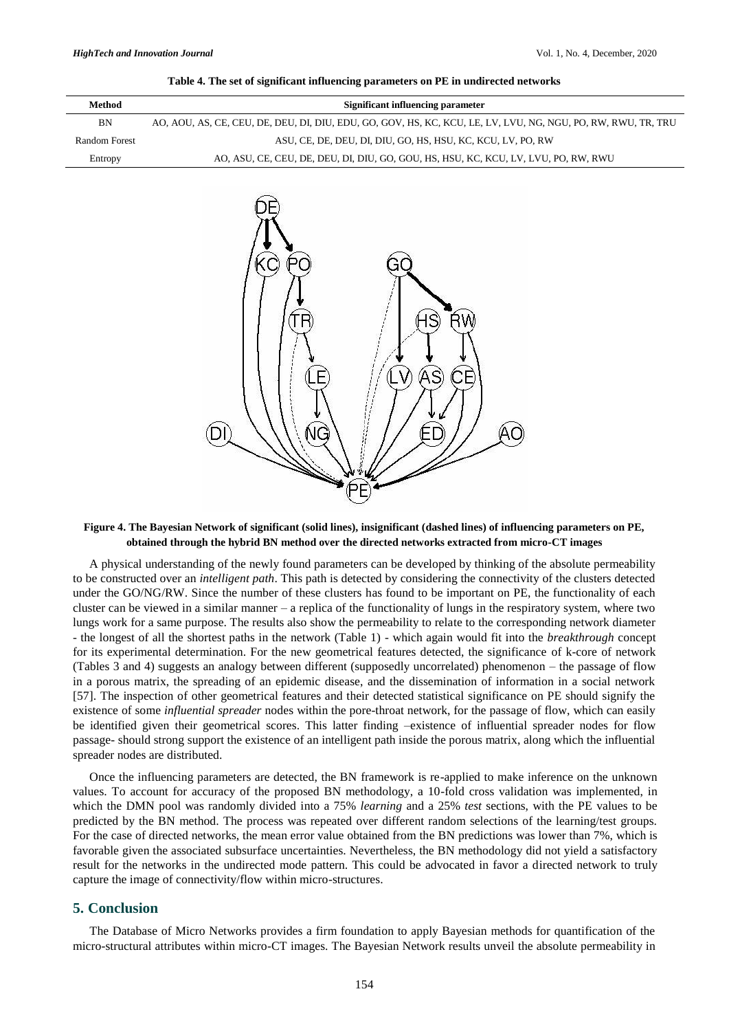**Table 4. The set of significant influencing parameters on PE in undirected networks**

| Method | Significant influencing parameter |
|---|---|
| BN | AO, AOU, AS, CE, CEU, DE, DEU, DI, DIU, EDU, GO, GOV, HS, KC, KCU, LE, LV, LVU, NG, NGU, PO, RW, RWU, TR, TRU |
| Random Forest | ASU, CE, DE, DEU, DI, DIU, GO, HS, HSU, KC, KCU, LV, PO, RW |
| Entropy | AO, ASU, CE, CEU, DE, DEU, DI, DIU, GO, GOU, HS, HSU, KC, KCU, LV, LVU, PO, RW, RWU |

**Figure 4. The Bayesian Network of significant (solid lines), insignificant (dashed lines) of influencing parameters on PE, obtained through the hybrid BN method over the directed networks extracted from micro-CT images**

A physical understanding of the newly found parameters can be developed by thinking of the absolute permeability to be constructed over an *intelligent path*. This path is detected by considering the connectivity of the clusters detected under the GO/NG/RW. Since the number of these clusters has found to be important on PE, the functionality of each cluster can be viewed in a similar manner – a replica of the functionality of lungs in the respiratory system, where two lungs work for a same purpose. The results also show the permeability to relate to the corresponding network diameter - the longest of all the shortest paths in the network (Table 1) - which again would fit into the *breakthrough* concept for its experimental determination. For the new geometrical features detected, the significance of k-core of network (Tables 3 and 4) suggests an analogy between different (supposedly uncorrelated) phenomenon – the passage of flow in a porous matrix, the spreading of an epidemic disease, and the dissemination of information in a social network [57]. The inspection of other geometrical features and their detected statistical significance on PE should signify the existence of some *influential spreader* nodes within the pore-throat network, for the passage of flow, which can easily be identified given their geometrical scores. This latter finding –existence of influential spreader nodes for flow passage- should strong support the existence of an intelligent path inside the porous matrix, along which the influential spreader nodes are distributed.

Once the influencing parameters are detected, the BN framework is re-applied to make inference on the unknown values. To account for accuracy of the proposed BN methodology, a 10-fold cross validation was implemented, in which the DMN pool was randomly divided into a 75% *learning* and a 25% *test* sections, with the PE values to be predicted by the BN method. The process was repeated over different random selections of the learning/test groups. For the case of directed networks, the mean error value obtained from the BN predictions was lower than 7%, which is favorable given the associated subsurface uncertainties. Nevertheless, the BN methodology did not yield a satisfactory result for the networks in the undirected mode pattern. This could be advocated in favor a directed network to truly capture the image of connectivity/flow within micro-structures.

## 5. Conclusion

The Database of Micro Networks provides a firm foundation to apply Bayesian methods for quantification of the micro-structural attributes within micro-CT images. The Bayesian Network results unveil the absolute permeability in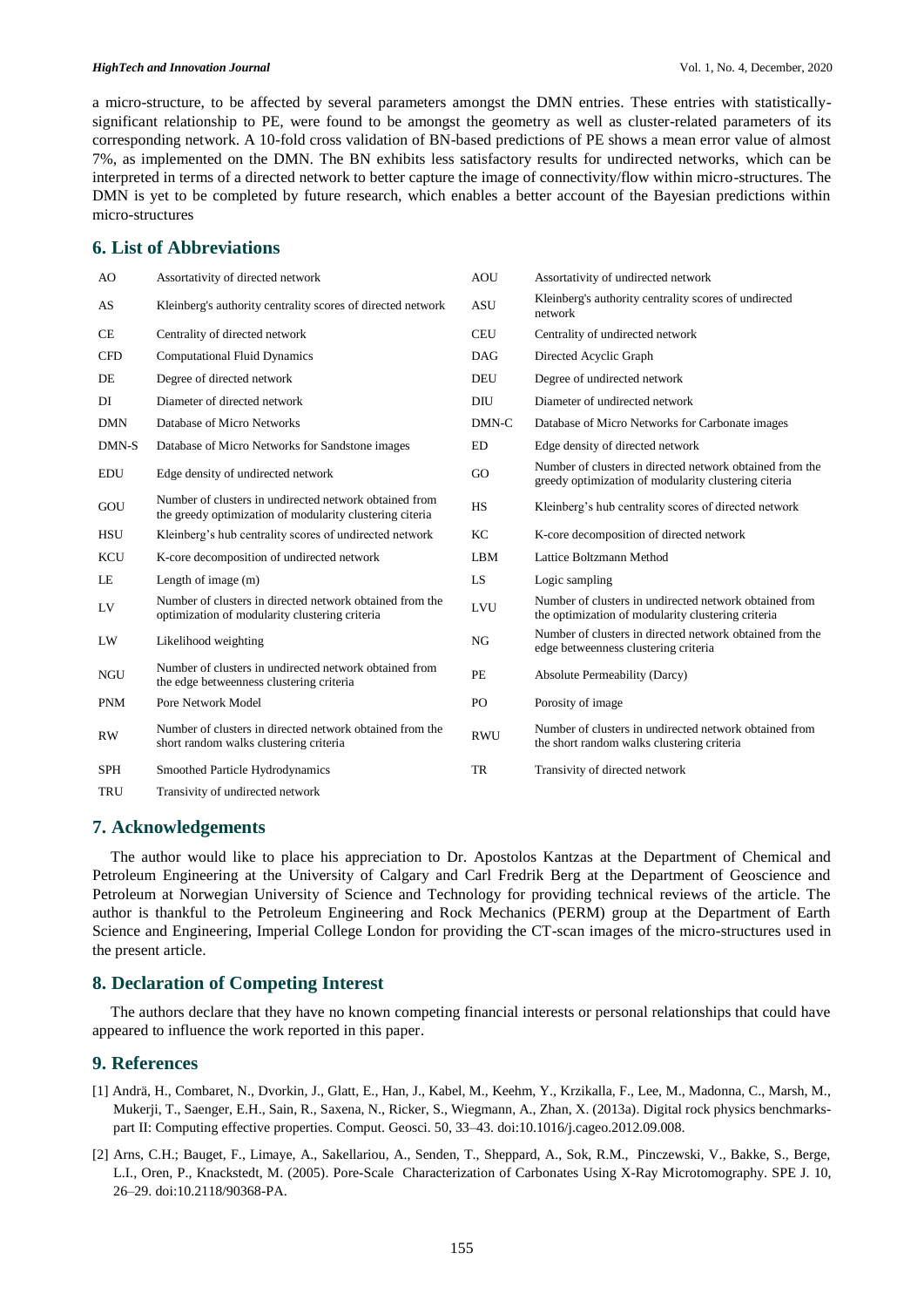a micro-structure, to be affected by several parameters amongst the DMN entries. These entries with statistically-significant relationship to PE, were found to be amongst the geometry as well as cluster-related parameters of its corresponding network. A 10-fold cross validation of BN-based predictions of PE shows a mean error value of almost 7%, as implemented on the DMN. The BN exhibits less satisfactory results for undirected networks, which can be interpreted in terms of a directed network to better capture the image of connectivity/flow within micro-structures. The DMN is yet to be completed by future research, which enables a better account of the Bayesian predictions within micro-structures

## 6. List of Abbreviations

| | | | |
|---|---|---|---|
| AO | Assortativity of directed network | AOU | Assortativity of undirected network |
| AS | Kleinberg's authority centrality scores of directed network | ASU | Kleinberg's authority centrality scores of undirected network |
| CE | Centrality of directed network | CEU | Centrality of undirected network |
| CFD | Computational Fluid Dynamics | DAG | Directed Acyclic Graph |
| DE | Degree of directed network | DEU | Degree of undirected network |
| DI | Diameter of directed network | DIU | Diameter of undirected network |
| DMN | Database of Micro Networks | DMN-C | Database of Micro Networks for Carbonate images |
| DMN-S | Database of Micro Networks for Sandstone images | ED | Edge density of directed network |
| EDU | Edge density of undirected network | GO | Number of clusters in directed network obtained from the greedy optimization of modularity clustering citeria |
| GOU | Number of clusters in undirected network obtained from the greedy optimization of modularity clustering citeria | HS | Kleinberg's hub centrality scores of directed network |
| HSU | Kleinberg's hub centrality scores of undirected network | KC | K-core decomposition of directed network |
| KCU | K-core decomposition of undirected network | LBM | Lattice Boltzmann Method |
| LE | Length of image (m) | LS | Logic sampling |
| LV | Number of clusters in directed network obtained from the optimization of modularity clustering criteria | LVU | Number of clusters in undirected network obtained from the optimization of modularity clustering criteria |
| LW | Likelihood weighting | NG | Number of clusters in directed network obtained from the edge betweenness clustering criteria |
| NGU | Number of clusters in undirected network obtained from the edge betweenness clustering criteria | PE | Absolute Permeability (Darcy) |
| PNM | Pore Network Model | PO | Porosity of image |
| RW | Number of clusters in directed network obtained from the short random walks clustering criteria | RWU | Number of clusters in undirected network obtained from the short random walks clustering criteria |
| SPH | Smoothed Particle Hydrodynamics | TR | Transivity of directed network |
| TRU | Transivity of undirected network | | |

## 7. Acknowledgements

The author would like to place his appreciation to Dr. Apostolos Kantzas at the Department of Chemical and Petroleum Engineering at the University of Calgary and Carl Fredrik Berg at the Department of Geoscience and Petroleum at Norwegian University of Science and Technology for providing technical reviews of the article. The author is thankful to the Petroleum Engineering and Rock Mechanics (PERM) group at the Department of Earth Science and Engineering, Imperial College London for providing the CT-scan images of the micro-structures used in the present article.

## 8. Declaration of Competing Interest

The authors declare that they have no known competing financial interests or personal relationships that could have appeared to influence the work reported in this paper.

## 9. References

[1] Andrä, H., Combaret, N., Dvorkin, J., Glatt, E., Han, J., Kabel, M., Keehm, Y., Krzikalla, F., Lee, M., Madonna, C., Marsh, M., Mukerji, T., Saenger, E.H., Sain, R., Saxena, N., Ricker, S., Wiegmann, A., Zhan, X. (2013a). Digital rock physics benchmarks-part II: Computing effective properties. Comput. Geosci. 50, 33–43. doi:10.1016/j.cageo.2012.09.008.

[2] Arns, C.H.; Bauget, F., Limaye, A., Sakellariou, A., Senden, T., Sheppard, A., Sok, R.M., Pinczewski, V., Bakke, S., Berge, L.I., Oren, P., Knackstedt, M. (2005). Pore-Scale Characterization of Carbonates Using X-Ray Microtomography. SPE J. 10, 26–29. doi:10.2118/90368-PA.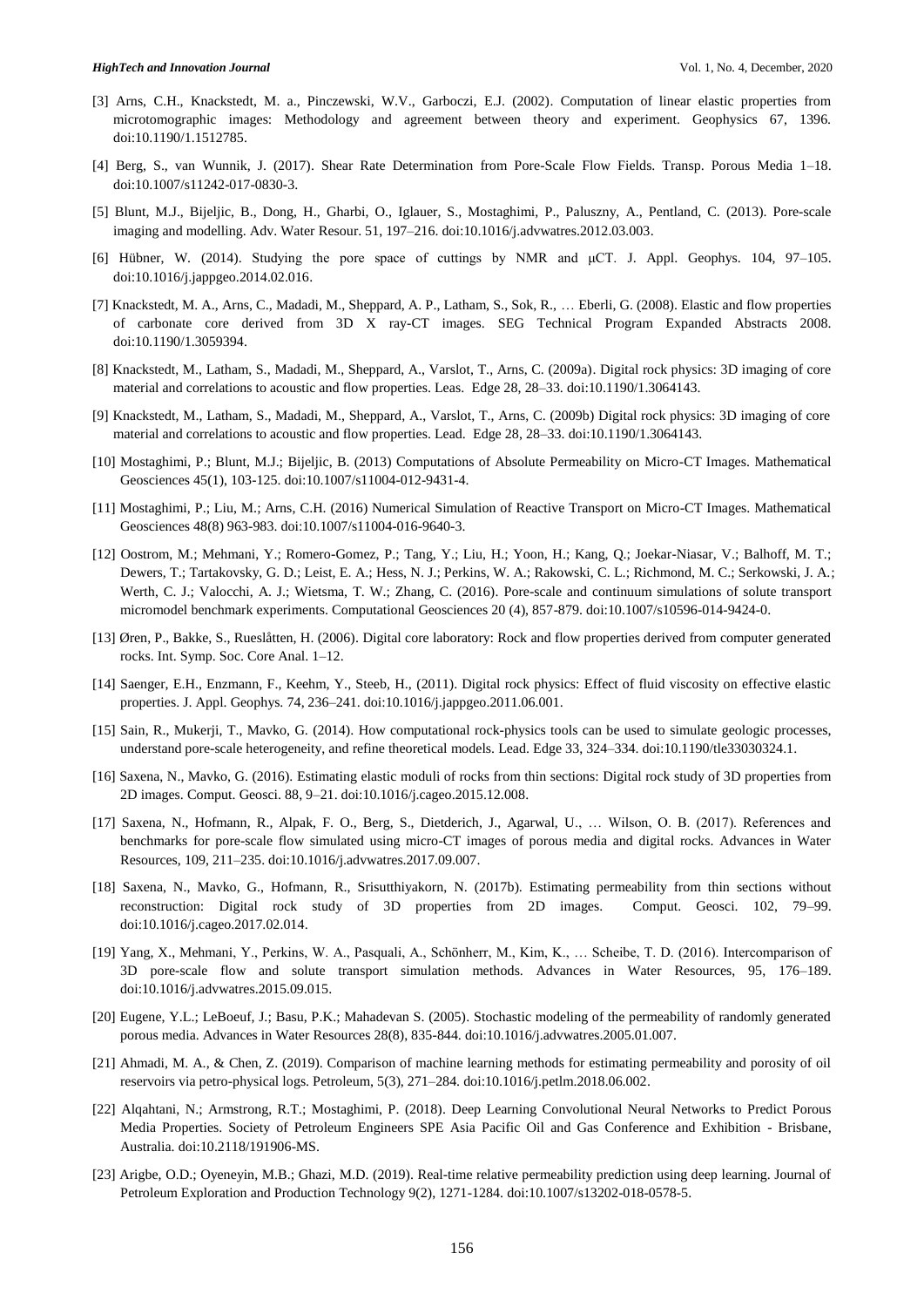[3] Arns, C.H., Knackstedt, M. a., Pinczewski, W.V., Garboczi, E.J. (2002). Computation of linear elastic properties from microtomographic images: Methodology and agreement between theory and experiment. Geophysics 67, 1396. doi:10.1190/1.1512785.

[4] Berg, S., van Wunnik, J. (2017). Shear Rate Determination from Pore-Scale Flow Fields. Transp. Porous Media 1–18. doi:10.1007/s11242-017-0830-3.

[5] Blunt, M.J., Bijeljic, B., Dong, H., Gharbi, O., Iglauer, S., Mostaghimi, P., Paluszny, A., Pentland, C. (2013). Pore-scale imaging and modelling. Adv. Water Resour. 51, 197–216. doi:10.1016/j.advwatres.2012.03.003.

[6] Hübner, W. (2014). Studying the pore space of cuttings by NMR and μCT. J. Appl. Geophys. 104, 97–105. doi:10.1016/j.jappgeo.2014.02.016.

[7] Knackstedt, M. A., Arns, C., Madadi, M., Sheppard, A. P., Latham, S., Sok, R., … Eberli, G. (2008). Elastic and flow properties of carbonate core derived from 3D X ray-CT images. SEG Technical Program Expanded Abstracts 2008. doi:10.1190/1.3059394.

[8] Knackstedt, M., Latham, S., Madadi, M., Sheppard, A., Varslot, T., Arns, C. (2009a). Digital rock physics: 3D imaging of core material and correlations to acoustic and flow properties. Leas. Edge 28, 28–33. doi:10.1190/1.3064143.

[9] Knackstedt, M., Latham, S., Madadi, M., Sheppard, A., Varslot, T., Arns, C. (2009b) Digital rock physics: 3D imaging of core material and correlations to acoustic and flow properties. Lead. Edge 28, 28–33. doi:10.1190/1.3064143.

[10] Mostaghimi, P.; Blunt, M.J.; Bijeljic, B. (2013) Computations of Absolute Permeability on Micro-CT Images. Mathematical Geosciences 45(1), 103-125. doi:10.1007/s11004-012-9431-4.

[11] Mostaghimi, P.; Liu, M.; Arns, C.H. (2016) Numerical Simulation of Reactive Transport on Micro-CT Images. Mathematical Geosciences 48(8) 963-983. doi:10.1007/s11004-016-9640-3.

[12] Oostrom, M.; Mehmani, Y.; Romero-Gomez, P.; Tang, Y.; Liu, H.; Yoon, H.; Kang, Q.; Joekar-Niasar, V.; Balhoff, M. T.; Dewers, T.; Tartakovsky, G. D.; Leist, E. A.; Hess, N. J.; Perkins, W. A.; Rakowski, C. L.; Richmond, M. C.; Serkowski, J. A.; Werth, C. J.; Valocchi, A. J.; Wietsma, T. W.; Zhang, C. (2016). Pore-scale and continuum simulations of solute transport micromodel benchmark experiments. Computational Geosciences 20 (4), 857-879. doi:10.1007/s10596-014-9424-0.

[13] Øren, P., Bakke, S., Rueslåtten, H. (2006). Digital core laboratory: Rock and flow properties derived from computer generated rocks. Int. Symp. Soc. Core Anal. 1–12.

[14] Saenger, E.H., Enzmann, F., Keehm, Y., Steeb, H., (2011). Digital rock physics: Effect of fluid viscosity on effective elastic properties. J. Appl. Geophys. 74, 236–241. doi:10.1016/j.jappgeo.2011.06.001.

[15] Sain, R., Mukerji, T., Mavko, G. (2014). How computational rock-physics tools can be used to simulate geologic processes, understand pore-scale heterogeneity, and refine theoretical models. Lead. Edge 33, 324–334. doi:10.1190/tle33030324.1.

[16] Saxena, N., Mavko, G. (2016). Estimating elastic moduli of rocks from thin sections: Digital rock study of 3D properties from 2D images. Comput. Geosci. 88, 9–21. doi:10.1016/j.cageo.2015.12.008.

[17] Saxena, N., Hofmann, R., Alpak, F. O., Berg, S., Dietderich, J., Agarwal, U., … Wilson, O. B. (2017). References and benchmarks for pore-scale flow simulated using micro-CT images of porous media and digital rocks. Advances in Water Resources, 109, 211–235. doi:10.1016/j.advwatres.2017.09.007.

[18] Saxena, N., Mavko, G., Hofmann, R., Srisutthiyakorn, N. (2017b). Estimating permeability from thin sections without reconstruction: Digital rock study of 3D properties from 2D images. Comput. Geosci. 102, 79–99. doi:10.1016/j.cageo.2017.02.014.

[19] Yang, X., Mehmani, Y., Perkins, W. A., Pasquali, A., Schönherr, M., Kim, K., … Scheibe, T. D. (2016). Intercomparison of 3D pore-scale flow and solute transport simulation methods. Advances in Water Resources, 95, 176–189. doi:10.1016/j.advwatres.2015.09.015.

[20] Eugene, Y.L.; LeBoeuf, J.; Basu, P.K.; Mahadevan S. (2005). Stochastic modeling of the permeability of randomly generated porous media. Advances in Water Resources 28(8), 835-844. doi:10.1016/j.advwatres.2005.01.007.

[21] Ahmadi, M. A., & Chen, Z. (2019). Comparison of machine learning methods for estimating permeability and porosity of oil reservoirs via petro-physical logs. Petroleum, 5(3), 271–284. doi:10.1016/j.petlm.2018.06.002.

[22] Alqahtani, N.; Armstrong, R.T.; Mostaghimi, P. (2018). Deep Learning Convolutional Neural Networks to Predict Porous Media Properties. Society of Petroleum Engineers SPE Asia Pacific Oil and Gas Conference and Exhibition - Brisbane, Australia. doi:10.2118/191906-MS.

[23] Arigbe, O.D.; Oyeneyin, M.B.; Ghazi, M.D. (2019). Real-time relative permeability prediction using deep learning. Journal of Petroleum Exploration and Production Technology 9(2), 1271-1284. doi:10.1007/s13202-018-0578-5.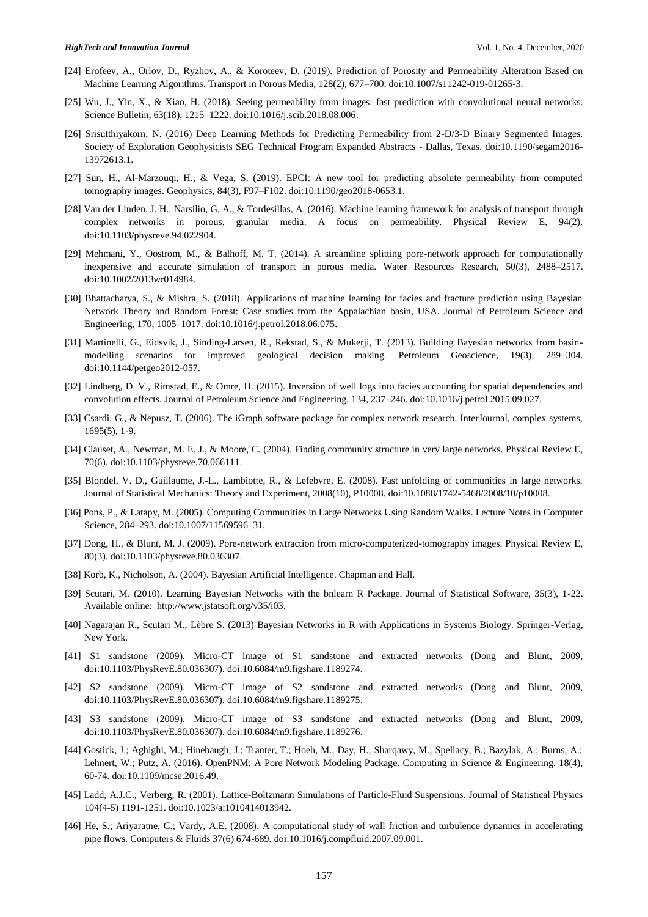[24] Erofeev, A., Orlov, D., Ryzhov, A., & Koroteev, D. (2019). Prediction of Porosity and Permeability Alteration Based on Machine Learning Algorithms. Transport in Porous Media, 128(2), 677–700. doi:10.1007/s11242-019-01265-3.

[25] Wu, J., Yin, X., & Xiao, H. (2018). Seeing permeability from images: fast prediction with convolutional neural networks. Science Bulletin, 63(18), 1215–1222. doi:10.1016/j.scib.2018.08.006.

[26] Srisutthiyakorn, N. (2016) Deep Learning Methods for Predicting Permeability from 2-D/3-D Binary Segmented Images. Society of Exploration Geophysicists SEG Technical Program Expanded Abstracts - Dallas, Texas. doi:10.1190/segam2016-13972613.1.

[27] Sun, H., Al-Marzouqi, H., & Vega, S. (2019). EPCI: A new tool for predicting absolute permeability from computed tomography images. Geophysics, 84(3), F97–F102. doi:10.1190/geo2018-0653.1.

[28] Van der Linden, J. H., Narsilio, G. A., & Tordesillas, A. (2016). Machine learning framework for analysis of transport through complex networks in porous, granular media: A focus on permeability. Physical Review E, 94(2). doi:10.1103/physreve.94.022904.

[29] Mehmani, Y., Oostrom, M., & Balhoff, M. T. (2014). A streamline splitting pore-network approach for computationally inexpensive and accurate simulation of transport in porous media. Water Resources Research, 50(3), 2488–2517. doi:10.1002/2013wr014984.

[30] Bhattacharya, S., & Mishra, S. (2018). Applications of machine learning for facies and fracture prediction using Bayesian Network Theory and Random Forest: Case studies from the Appalachian basin, USA. Journal of Petroleum Science and Engineering, 170, 1005–1017. doi:10.1016/j.petrol.2018.06.075.

[31] Martinelli, G., Eidsvik, J., Sinding-Larsen, R., Rekstad, S., & Mukerji, T. (2013). Building Bayesian networks from basin-modelling scenarios for improved geological decision making. Petroleum Geoscience, 19(3), 289–304. doi:10.1144/petgeo2012-057.

[32] Lindberg, D. V., Rimstad, E., & Omre, H. (2015). Inversion of well logs into facies accounting for spatial dependencies and convolution effects. Journal of Petroleum Science and Engineering, 134, 237–246. doi:10.1016/j.petrol.2015.09.027.

[33] Csardi, G., & Nepusz, T. (2006). The iGraph software package for complex network research. InterJournal, complex systems, 1695(5), 1-9.

[34] Clauset, A., Newman, M. E. J., & Moore, C. (2004). Finding community structure in very large networks. Physical Review E, 70(6). doi:10.1103/physreve.70.066111.

[35] Blondel, V. D., Guillaume, J.-L., Lambiotte, R., & Lefebvre, E. (2008). Fast unfolding of communities in large networks. Journal of Statistical Mechanics: Theory and Experiment, 2008(10), P10008. doi:10.1088/1742-5468/2008/10/p10008.

[36] Pons, P., & Latapy, M. (2005). Computing Communities in Large Networks Using Random Walks. Lecture Notes in Computer Science, 284–293. doi:10.1007/11569596_31.

[37] Dong, H., & Blunt, M. J. (2009). Pore-network extraction from micro-computerized-tomography images. Physical Review E, 80(3). doi:10.1103/physreve.80.036307.

[38] Korb, K., Nicholson, A. (2004). Bayesian Artificial Intelligence. Chapman and Hall.

[39] Scutari, M. (2010). Learning Bayesian Networks with the bnlearn R Package. Journal of Statistical Software, 35(3), 1-22. Available online: http://www.jstatsoft.org/v35/i03.

[40] Nagarajan R., Scutari M., Lèbre S. (2013) Bayesian Networks in R with Applications in Systems Biology. Springer-Verlag, New York.

[41] S1 sandstone (2009). Micro-CT image of S1 sandstone and extracted networks (Dong and Blunt, 2009, doi:10.1103/PhysRevE.80.036307). doi:10.6084/m9.figshare.1189274.

[42] S2 sandstone (2009). Micro-CT image of S2 sandstone and extracted networks (Dong and Blunt, 2009, doi:10.1103/PhysRevE.80.036307). doi:10.6084/m9.figshare.1189275.

[43] S3 sandstone (2009). Micro-CT image of S3 sandstone and extracted networks (Dong and Blunt, 2009, doi:10.1103/PhysRevE.80.036307). doi:10.6084/m9.figshare.1189276.

[44] Gostick, J.; Aghighi, M.; Hinebaugh, J.; Tranter, T.; Hoeh, M.; Day, H.; Sharqawy, M.; Spellacy, B.; Bazylak, A.; Burns, A.; Lehnert, W.; Putz, A. (2016). OpenPNM: A Pore Network Modeling Package. Computing in Science & Engineering. 18(4), 60-74. doi:10.1109/mcse.2016.49.

[45] Ladd, A.J.C.; Verberg, R. (2001). Lattice-Boltzmann Simulations of Particle-Fluid Suspensions. Journal of Statistical Physics 104(4-5) 1191-1251. doi:10.1023/a:1010414013942.

[46] He, S.; Ariyaratne, C.; Vardy, A.E. (2008). A computational study of wall friction and turbulence dynamics in accelerating pipe flows. Computers & Fluids 37(6) 674-689. doi:10.1016/j.compfluid.2007.09.001.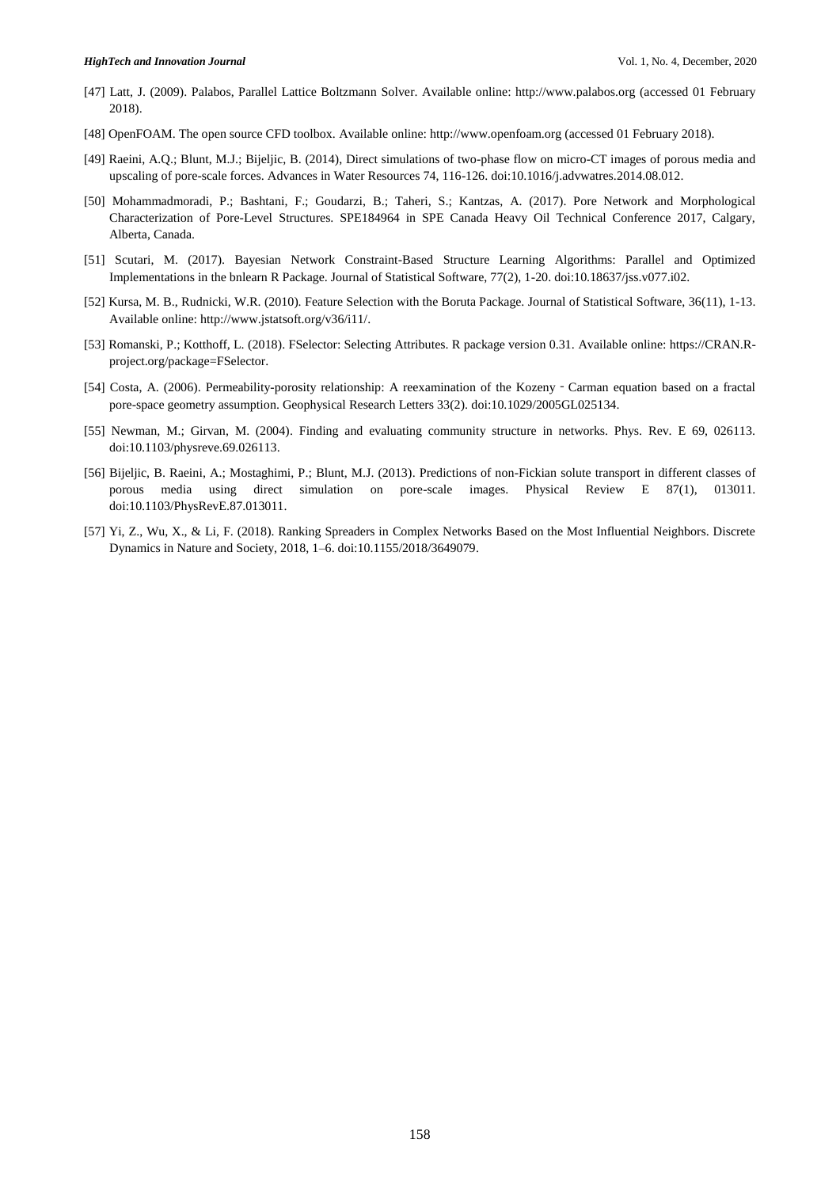[47] Latt, J. (2009). Palabos, Parallel Lattice Boltzmann Solver. Available online: http://www.palabos.org (accessed 01 February 2018).

[48] OpenFOAM. The open source CFD toolbox. Available online: http://www.openfoam.org (accessed 01 February 2018).

[49] Raeini, A.Q.; Blunt, M.J.; Bijeljic, B. (2014), Direct simulations of two-phase flow on micro-CT images of porous media and upscaling of pore-scale forces. Advances in Water Resources 74, 116-126. doi:10.1016/j.advwatres.2014.08.012.

[50] Mohammadmoradi, P.; Bashtani, F.; Goudarzi, B.; Taheri, S.; Kantzas, A. (2017). Pore Network and Morphological Characterization of Pore-Level Structures. SPE184964 in SPE Canada Heavy Oil Technical Conference 2017, Calgary, Alberta, Canada.

[51] Scutari, M. (2017). Bayesian Network Constraint-Based Structure Learning Algorithms: Parallel and Optimized Implementations in the bnlearn R Package. Journal of Statistical Software, 77(2), 1-20. doi:10.18637/jss.v077.i02.

[52] Kursa, M. B., Rudnicki, W.R. (2010). Feature Selection with the Boruta Package. Journal of Statistical Software, 36(11), 1-13. Available online: http://www.jstatsoft.org/v36/i11/.

[53] Romanski, P.; Kotthoff, L. (2018). FSelector: Selecting Attributes. R package version 0.31. Available online: https://CRAN.R-project.org/package=FSelector.

[54] Costa, A. (2006). Permeability-porosity relationship: A reexamination of the Kozeny ‐ Carman equation based on a fractal pore-space geometry assumption. Geophysical Research Letters 33(2). doi:10.1029/2005GL025134.

[55] Newman, M.; Girvan, M. (2004). Finding and evaluating community structure in networks. Phys. Rev. E 69, 026113. doi:10.1103/physreve.69.026113.

[56] Bijeljic, B. Raeini, A.; Mostaghimi, P.; Blunt, M.J. (2013). Predictions of non-Fickian solute transport in different classes of porous media using direct simulation on pore-scale images. Physical Review E 87(1), 013011. doi:10.1103/PhysRevE.87.013011.

[57] Yi, Z., Wu, X., & Li, F. (2018). Ranking Spreaders in Complex Networks Based on the Most Influential Neighbors. Discrete Dynamics in Nature and Society, 2018, 1–6. doi:10.1155/2018/3649079.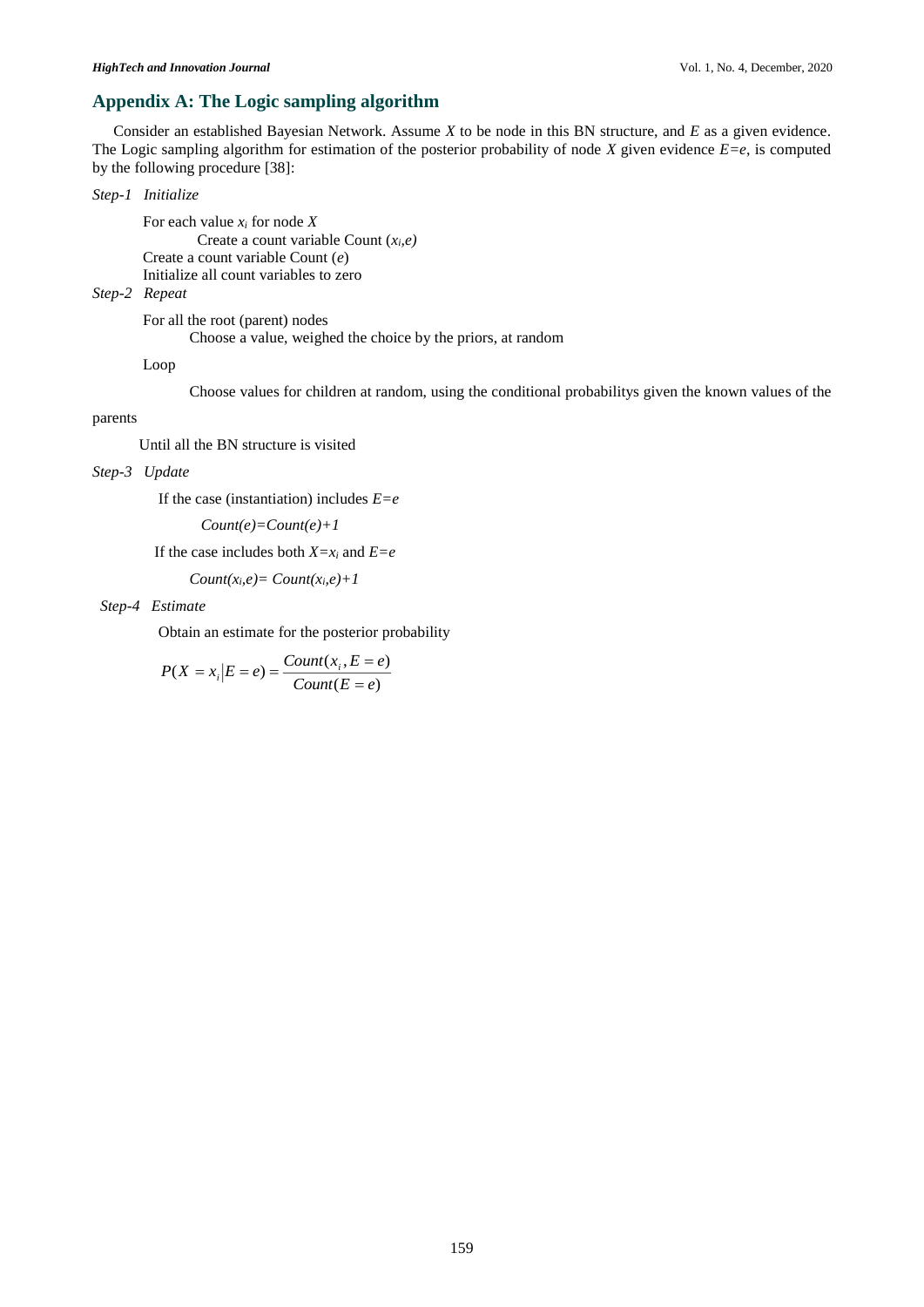## Appendix A: The Logic sampling algorithm

Consider an established Bayesian Network. Assume *X* to be node in this BN structure, and *E* as a given evidence. The Logic sampling algorithm for estimation of the posterior probability of node *X* given evidence $E=e$, is computed by the following procedure [38]:

*Step-1 Initialize*

For each value $x_i$ for node *X*

Create a count variable Count ($x_i,e$)

Create a count variable Count ($e$)

Initialize all count variables to zero

*Step-2 Repeat*

For all the root (parent) nodes

Choose a value, weighed the choice by the priors, at random

Loop

Choose values for children at random, using the conditional probabilitys given the known values of the parents

Until all the BN structure is visited

*Step-3 Update*

If the case (instantiation) includes $E=e$

$Count(e)=Count(e)+1$

If the case includes both $X=x_i$ and $E=e$

$Count(x_i,e)= Count(x_i,e)+1$

*Step-4 Estimate*

Obtain an estimate for the posterior probability

$$P(X=x_i|E=e)=\frac{Count(x_i,E=e)}{Count(E=e)}$$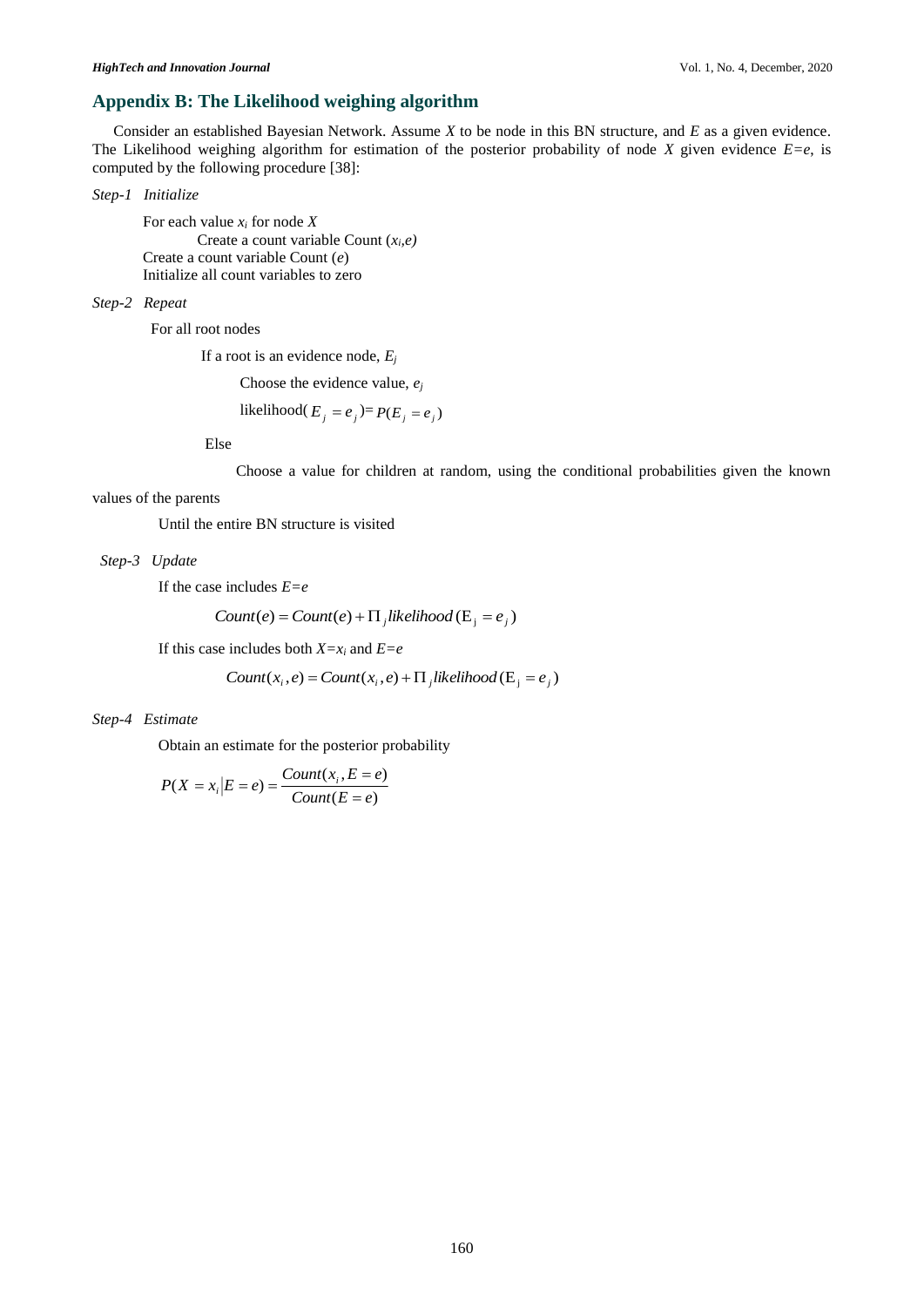## Appendix B: The Likelihood weighing algorithm

Consider an established Bayesian Network. Assume $X$ to be node in this BN structure, and $E$ as a given evidence. The Likelihood weighing algorithm for estimation of the posterior probability of node $X$ given evidence $E=e$, is computed by the following procedure [38]:

*Step-1 Initialize*

For each value $x_i$ for node $X$

Create a count variable Count $(x_i,e)$

Create a count variable Count $(e)$

Initialize all count variables to zero

*Step-2 Repeat*

For all root nodes

If a root is an evidence node, $E_j$

Choose the evidence value, $e_j$

likelihood( $E_j = e_j$ )= $P(E_j = e_j)$

Else

Choose a value for children at random, using the conditional probabilities given the known values of the parents

Until the entire BN structure is visited

*Step-3 Update*

If the case includes $E=e$

$$Count(e) = Count(e) + \Pi_j likelihood\,(\mathrm{E}_j = e_j)$$

If this case includes both $X=x_i$ and $E=e$

$$Count(x_i, e) = Count(x_i, e) + \Pi_j likelihood\,(\mathrm{E}_j = e_j)$$

*Step-4 Estimate*

Obtain an estimate for the posterior probability

$$P(X = x_i | E = e) = \frac{Count(x_i, E = e)}{Count(E = e)}$$